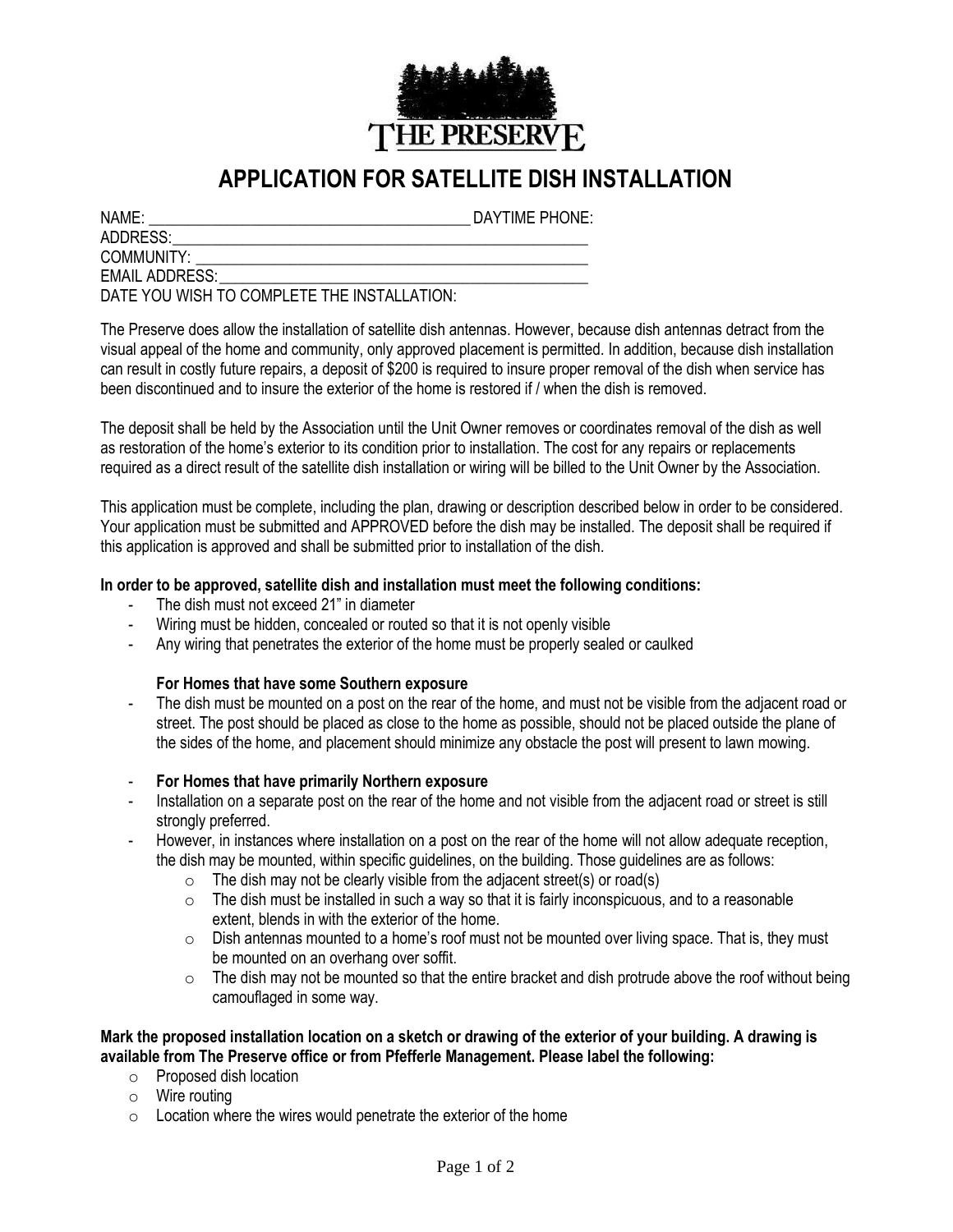THE PRESERVE

# APPLICATION FOR SATELLITE DISH INSTALLATION

NAME: ________________________________________ DAYTIME PHONE:
ADDRESS:______________________________________________________
COMMUNITY: ___________________________________________________
EMAIL ADDRESS:________________________________________________
DATE YOU WISH TO COMPLETE THE INSTALLATION:

The Preserve does allow the installation of satellite dish antennas. However, because dish antennas detract from the visual appeal of the home and community, only approved placement is permitted. In addition, because dish installation can result in costly future repairs, a deposit of $200 is required to insure proper removal of the dish when service has been discontinued and to insure the exterior of the home is restored if / when the dish is removed.

The deposit shall be held by the Association until the Unit Owner removes or coordinates removal of the dish as well as restoration of the home's exterior to its condition prior to installation. The cost for any repairs or replacements required as a direct result of the satellite dish installation or wiring will be billed to the Unit Owner by the Association.

This application must be complete, including the plan, drawing or description described below in order to be considered. Your application must be submitted and APPROVED before the dish may be installed. The deposit shall be required if this application is approved and shall be submitted prior to installation of the dish.

**In order to be approved, satellite dish and installation must meet the following conditions:**

- The dish must not exceed 21" in diameter
- Wiring must be hidden, concealed or routed so that it is not openly visible
- Any wiring that penetrates the exterior of the home must be properly sealed or caulked

**For Homes that have some Southern exposure**

- The dish must be mounted on a post on the rear of the home, and must not be visible from the adjacent road or street. The post should be placed as close to the home as possible, should not be placed outside the plane of the sides of the home, and placement should minimize any obstacle the post will present to lawn mowing.

- **For Homes that have primarily Northern exposure**
- Installation on a separate post on the rear of the home and not visible from the adjacent road or street is still strongly preferred.
- However, in instances where installation on a post on the rear of the home will not allow adequate reception, the dish may be mounted, within specific guidelines, on the building. Those guidelines are as follows:
  - The dish may not be clearly visible from the adjacent street(s) or road(s)
  - The dish must be installed in such a way so that it is fairly inconspicuous, and to a reasonable extent, blends in with the exterior of the home.
  - Dish antennas mounted to a home's roof must not be mounted over living space. That is, they must be mounted on an overhang over soffit.
  - The dish may not be mounted so that the entire bracket and dish protrude above the roof without being camouflaged in some way.

**Mark the proposed installation location on a sketch or drawing of the exterior of your building. A drawing is available from The Preserve office or from Pfefferle Management. Please label the following:**

- Proposed dish location
- Wire routing
- Location where the wires would penetrate the exterior of the home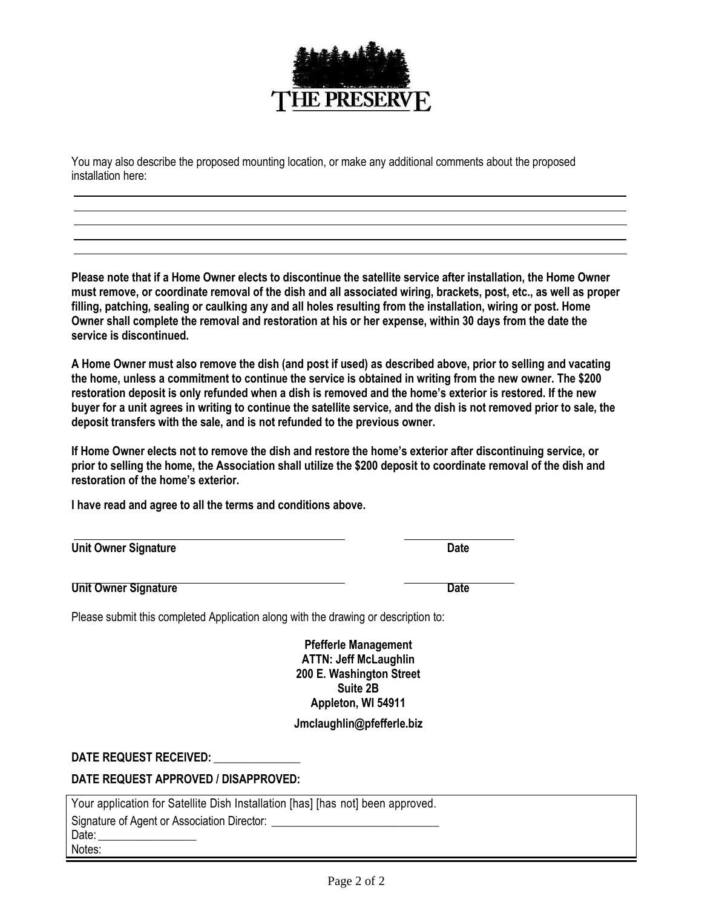THE PRESERVE

You may also describe the proposed mounting location, or make any additional comments about the proposed installation here:

\_\_\_\_\_\_\_\_\_\_\_\_\_\_\_\_\_\_\_\_\_\_\_\_\_\_\_\_\_\_\_\_\_\_\_\_\_\_\_\_\_\_\_\_\_\_\_\_\_\_\_\_\_\_\_\_\_\_\_\_\_\_\_\_\_\_\_\_\_\_\_\_\_\_\_\_\_\_

\_\_\_\_\_\_\_\_\_\_\_\_\_\_\_\_\_\_\_\_\_\_\_\_\_\_\_\_\_\_\_\_\_\_\_\_\_\_\_\_\_\_\_\_\_\_\_\_\_\_\_\_\_\_\_\_\_\_\_\_\_\_\_\_\_\_\_\_\_\_\_\_\_\_\_\_\_\_

\_\_\_\_\_\_\_\_\_\_\_\_\_\_\_\_\_\_\_\_\_\_\_\_\_\_\_\_\_\_\_\_\_\_\_\_\_\_\_\_\_\_\_\_\_\_\_\_\_\_\_\_\_\_\_\_\_\_\_\_\_\_\_\_\_\_\_\_\_\_\_\_\_\_\_\_\_\_

\_\_\_\_\_\_\_\_\_\_\_\_\_\_\_\_\_\_\_\_\_\_\_\_\_\_\_\_\_\_\_\_\_\_\_\_\_\_\_\_\_\_\_\_\_\_\_\_\_\_\_\_\_\_\_\_\_\_\_\_\_\_\_\_\_\_\_\_\_\_\_\_\_\_\_\_\_\_

\_\_\_\_\_\_\_\_\_\_\_\_\_\_\_\_\_\_\_\_\_\_\_\_\_\_\_\_\_\_\_\_\_\_\_\_\_\_\_\_\_\_\_\_\_\_\_\_\_\_\_\_\_\_\_\_\_\_\_\_\_\_\_\_\_\_\_\_\_\_\_\_\_\_\_\_\_\_

**Please note that if a Home Owner elects to discontinue the satellite service after installation, the Home Owner must remove, or coordinate removal of the dish and all associated wiring, brackets, post, etc., as well as proper filling, patching, sealing or caulking any and all holes resulting from the installation, wiring or post. Home Owner shall complete the removal and restoration at his or her expense, within 30 days from the date the service is discontinued.**

**A Home Owner must also remove the dish (and post if used) as described above, prior to selling and vacating the home, unless a commitment to continue the service is obtained in writing from the new owner. The $200 restoration deposit is only refunded when a dish is removed and the home's exterior is restored. If the new buyer for a unit agrees in writing to continue the satellite service, and the dish is not removed prior to sale, the deposit transfers with the sale, and is not refunded to the previous owner.**

**If Home Owner elects not to remove the dish and restore the home's exterior after discontinuing service, or prior to selling the home, the Association shall utilize the $200 deposit to coordinate removal of the dish and restoration of the home's exterior.**

**I have read and agree to all the terms and conditions above.**

\_\_\_\_\_\_\_\_\_\_\_\_\_\_\_\_\_\_\_\_\_\_\_\_\_\_\_\_\_\_\_\_\_\_\_\_\_\_\_\_ \_\_\_\_\_\_\_\_\_\_\_\_\_\_\_\_\_\_

**Unit Owner Signature** **Date**

\_\_\_\_\_\_\_\_\_\_\_\_\_\_\_\_\_\_\_\_\_\_\_\_\_\_\_\_\_\_\_\_\_\_\_\_\_\_\_\_ \_\_\_\_\_\_\_\_\_\_\_\_\_\_\_\_\_\_

**Unit Owner Signature** **Date**

Please submit this completed Application along with the drawing or description to:

**Pfefferle Management**
**ATTN: Jeff McLaughlin**
**200 E. Washington Street**
**Suite 2B**
**Appleton, WI 54911**

**Jmclaughlin@pfefferle.biz**

**DATE REQUEST RECEIVED:** \_\_\_\_\_\_\_\_\_\_\_\_\_\_\_

**DATE REQUEST APPROVED / DISAPPROVED:**

Your application for Satellite Dish Installation [has] [has not] been approved.

Signature of Agent or Association Director: \_\_\_\_\_\_\_\_\_\_\_\_\_\_\_\_\_\_\_\_\_\_\_\_\_\_\_\_\_\_

Date: \_\_\_\_\_\_\_\_\_\_\_\_\_\_\_\_\_

Notes: